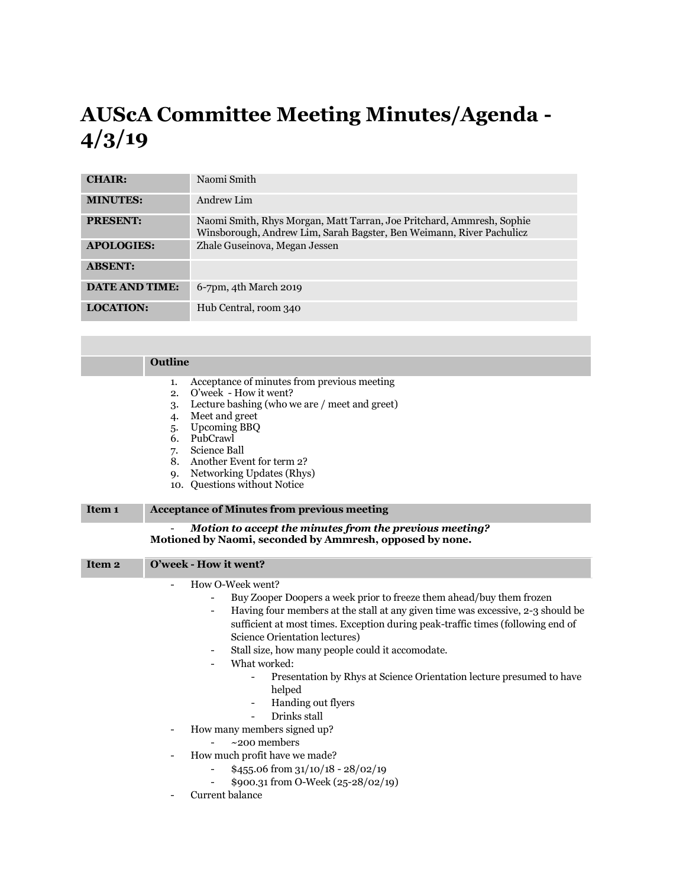# AUScA Committee Meeting Minutes/Agenda - 4/3/19

| | |
|---|---|
| **CHAIR:** | Naomi Smith |
| **MINUTES:** | Andrew Lim |
| **PRESENT:** | Naomi Smith, Rhys Morgan, Matt Tarran, Joe Pritchard, Ammresh, Sophie Winsborough, Andrew Lim, Sarah Bagster, Ben Weimann, River Pachulicz |
| **APOLOGIES:** | Zhale Guseinova, Megan Jessen |
| **ABSENT:** | |
| **DATE AND TIME:** | 6-7pm, 4th March 2019 |
| **LOCATION:** | Hub Central, room 340 |

## Outline

1. Acceptance of minutes from previous meeting
2. O'week - How it went?
3. Lecture bashing (who we are / meet and greet)
4. Meet and greet
5. Upcoming BBQ
6. PubCrawl
7. Science Ball
8. Another Event for term 2?
9. Networking Updates (Rhys)
10. Questions without Notice

## Item 1 — Acceptance of Minutes from previous meeting

- ***Motion to accept the minutes from the previous meeting?***

**Motioned by Naomi, seconded by Ammresh, opposed by none.**

## Item 2 — O'week - How it went?

- How O-Week went?
  - Buy Zooper Doopers a week prior to freeze them ahead/buy them frozen
  - Having four members at the stall at any given time was excessive, 2-3 should be sufficient at most times. Exception during peak-traffic times (following end of Science Orientation lectures)
  - Stall size, how many people could it accomodate.
  - What worked:
    - Presentation by Rhys at Science Orientation lecture presumed to have helped
    - Handing out flyers
    - Drinks stall
- How many members signed up?
  - ~200 members
- How much profit have we made?
  - $455.06 from 31/10/18 - 28/02/19
  - $900.31 from O-Week (25-28/02/19)
- Current balance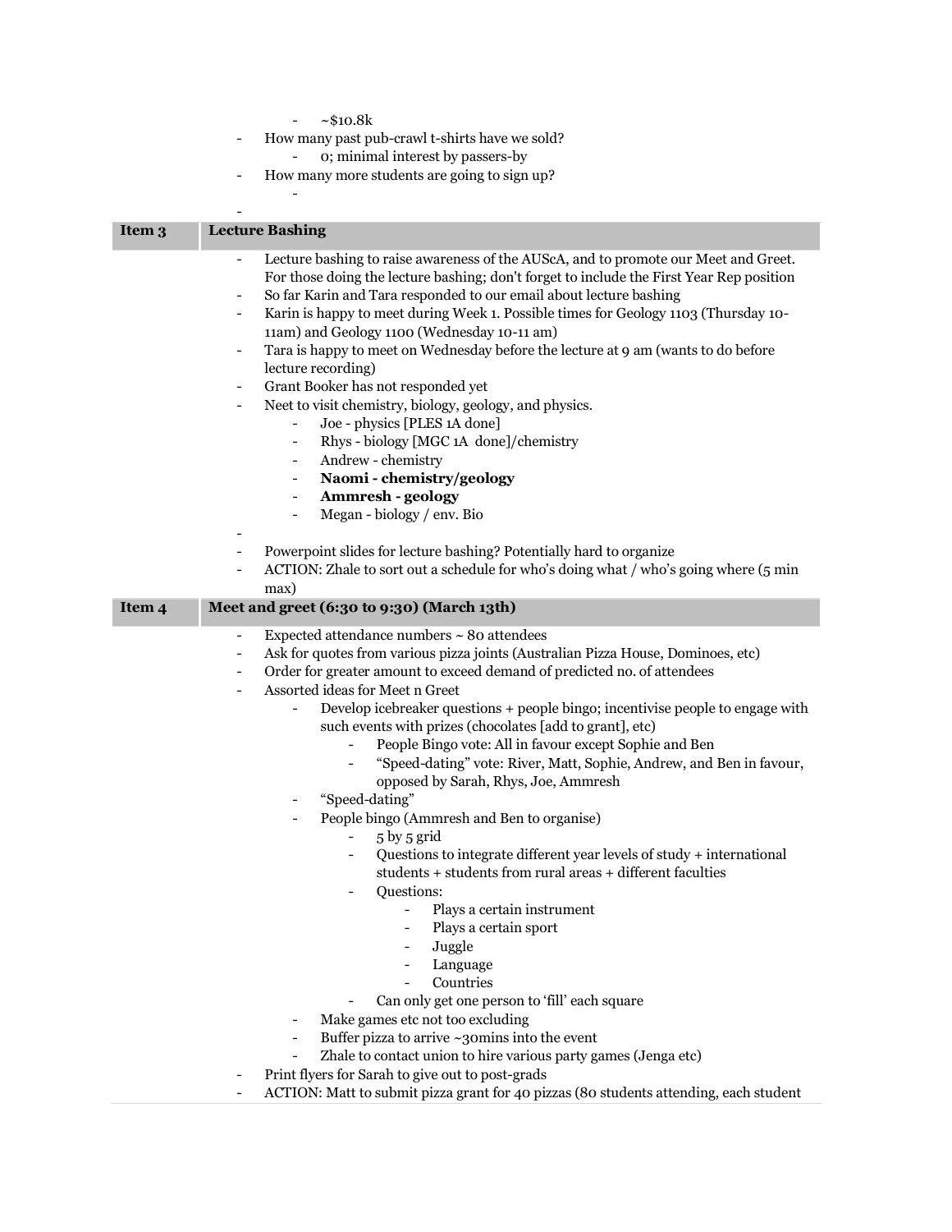- ~$10.8k
- How many past pub-crawl t-shirts have we sold?
    - 0; minimal interest by passers-by
- How many more students are going to sign up?
    -
-

| Item 3 | Lecture Bashing |
|---|---|

- Lecture bashing to raise awareness of the AUScA, and to promote our Meet and Greet. For those doing the lecture bashing; don't forget to include the First Year Rep position
- So far Karin and Tara responded to our email about lecture bashing
- Karin is happy to meet during Week 1. Possible times for Geology 1103 (Thursday 10-11am) and Geology 1100 (Wednesday 10-11 am)
- Tara is happy to meet on Wednesday before the lecture at 9 am (wants to do before lecture recording)
- Grant Booker has not responded yet
- Neet to visit chemistry, biology, geology, and physics.
    - Joe - physics [PLES 1A done]
    - Rhys - biology [MGC 1A  done]/chemistry
    - Andrew - chemistry
    - **Naomi - chemistry/geology**
    - **Ammresh - geology**
    - Megan - biology / env. Bio
-
- Powerpoint slides for lecture bashing? Potentially hard to organize
- ACTION: Zhale to sort out a schedule for who's doing what / who's going where (5 min max)

| Item 4 | Meet and greet (6:30 to 9:30) (March 13th) |
|---|---|

- Expected attendance numbers ~ 80 attendees
- Ask for quotes from various pizza joints (Australian Pizza House, Dominoes, etc)
- Order for greater amount to exceed demand of predicted no. of attendees
- Assorted ideas for Meet n Greet
    - Develop icebreaker questions + people bingo; incentivise people to engage with such events with prizes (chocolates [add to grant], etc)
        - People Bingo vote: All in favour except Sophie and Ben
        - "Speed-dating" vote: River, Matt, Sophie, Andrew, and Ben in favour, opposed by Sarah, Rhys, Joe, Ammresh
    - "Speed-dating"
    - People bingo (Ammresh and Ben to organise)
        - 5 by 5 grid
        - Questions to integrate different year levels of study + international students + students from rural areas + different faculties
        - Questions:
            - Plays a certain instrument
            - Plays a certain sport
            - Juggle
            - Language
            - Countries
        - Can only get one person to 'fill' each square
    - Make games etc not too excluding
    - Buffer pizza to arrive ~30mins into the event
    - Zhale to contact union to hire various party games (Jenga etc)
- Print flyers for Sarah to give out to post-grads
- ACTION: Matt to submit pizza grant for 40 pizzas (80 students attending, each student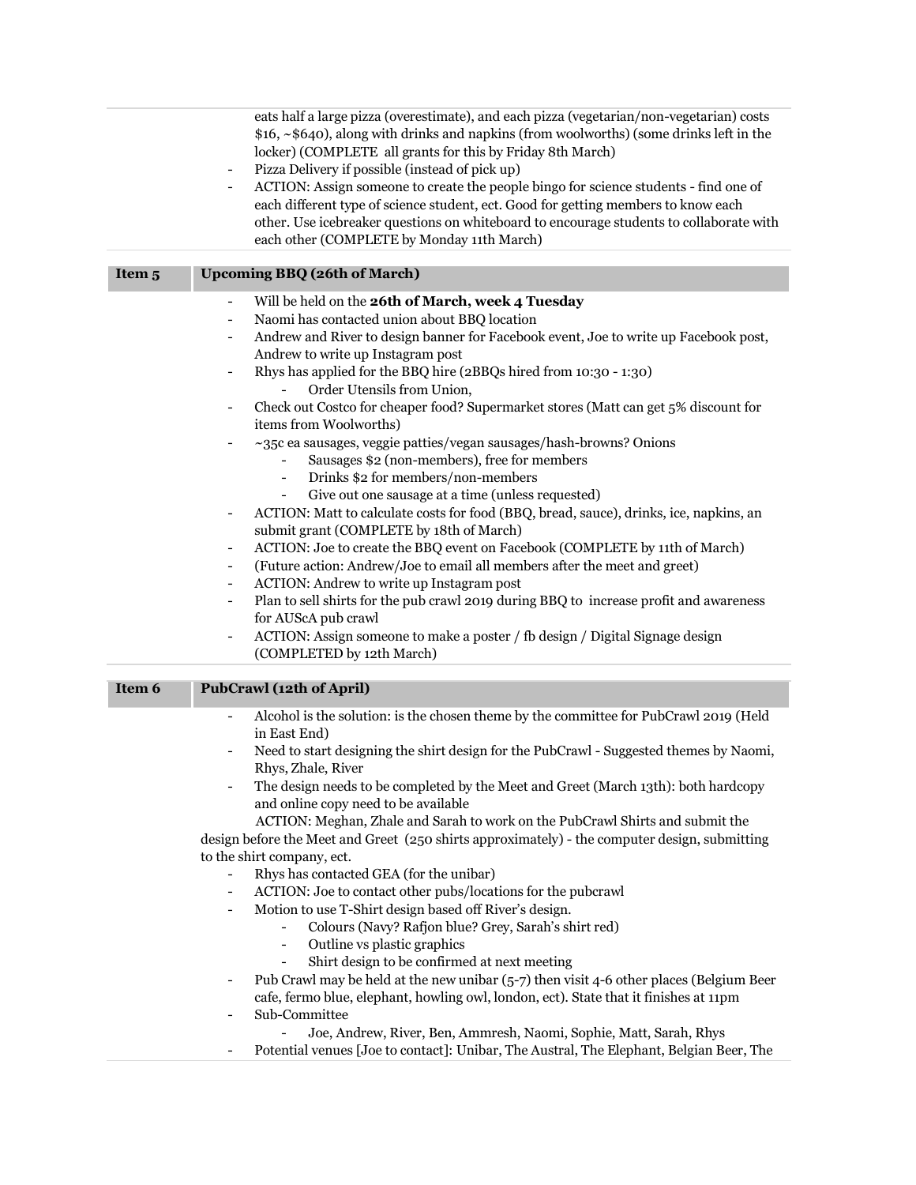eats half a large pizza (overestimate), and each pizza (vegetarian/non-vegetarian) costs $16, ~$640), along with drinks and napkins (from woolworths) (some drinks left in the locker) (COMPLETE all grants for this by Friday 8th March)
- Pizza Delivery if possible (instead of pick up)
- ACTION: Assign someone to create the people bingo for science students - find one of each different type of science student, ect. Good for getting members to know each other. Use icebreaker questions on whiteboard to encourage students to collaborate with each other (COMPLETE by Monday 11th March)

| Item 5 | Upcoming BBQ (26th of March) |
|---|---|

- Will be held on the **26th of March, week 4 Tuesday**
- Naomi has contacted union about BBQ location
- Andrew and River to design banner for Facebook event, Joe to write up Facebook post, Andrew to write up Instagram post
- Rhys has applied for the BBQ hire (2BBQs hired from 10:30 - 1:30)
  - Order Utensils from Union,
- Check out Costco for cheaper food? Supermarket stores (Matt can get 5% discount for items from Woolworths)
- ~35c ea sausages, veggie patties/vegan sausages/hash-browns? Onions
  - Sausages $2 (non-members), free for members
  - Drinks $2 for members/non-members
  - Give out one sausage at a time (unless requested)
- ACTION: Matt to calculate costs for food (BBQ, bread, sauce), drinks, ice, napkins, an submit grant (COMPLETE by 18th of March)
- ACTION: Joe to create the BBQ event on Facebook (COMPLETE by 11th of March)
- (Future action: Andrew/Joe to email all members after the meet and greet)
- ACTION: Andrew to write up Instagram post
- Plan to sell shirts for the pub crawl 2019 during BBQ to increase profit and awareness for AUScA pub crawl
- ACTION: Assign someone to make a poster / fb design / Digital Signage design (COMPLETED by 12th March)

| Item 6 | PubCrawl (12th of April) |
|---|---|

- Alcohol is the solution: is the chosen theme by the committee for PubCrawl 2019 (Held in East End)
- Need to start designing the shirt design for the PubCrawl - Suggested themes by Naomi, Rhys, Zhale, River
- The design needs to be completed by the Meet and Greet (March 13th): both hardcopy and online copy need to be available

ACTION: Meghan, Zhale and Sarah to work on the PubCrawl Shirts and submit the design before the Meet and Greet (250 shirts approximately) - the computer design, submitting to the shirt company, ect.

- Rhys has contacted GEA (for the unibar)
- ACTION: Joe to contact other pubs/locations for the pubcrawl
- Motion to use T-Shirt design based off River's design.
  - Colours (Navy? Rafjon blue? Grey, Sarah's shirt red)
  - Outline vs plastic graphics
  - Shirt design to be confirmed at next meeting
- Pub Crawl may be held at the new unibar (5-7) then visit 4-6 other places (Belgium Beer cafe, fermo blue, elephant, howling owl, london, ect). State that it finishes at 11pm
- Sub-Committee
  - Joe, Andrew, River, Ben, Ammresh, Naomi, Sophie, Matt, Sarah, Rhys
- Potential venues [Joe to contact]: Unibar, The Austral, The Elephant, Belgian Beer, The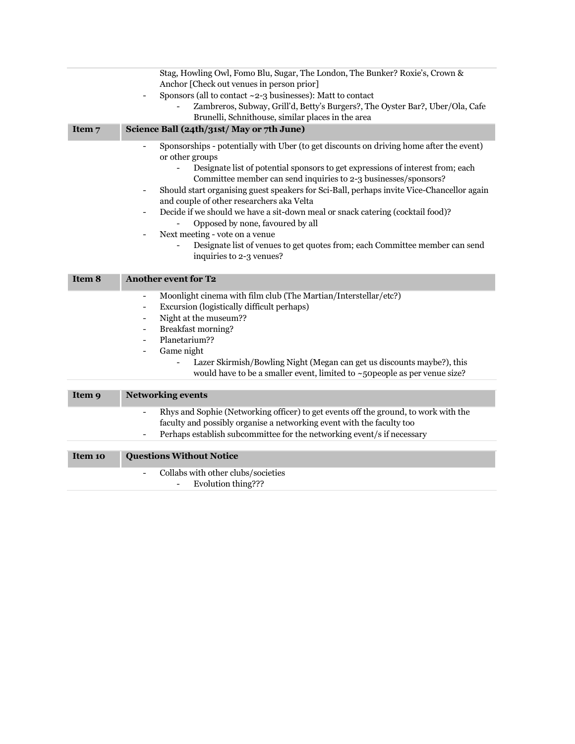| | |
|---|---|
| | Stag, Howling Owl, Fomo Blu, Sugar, The London, The Bunker? Roxie's, Crown & Anchor [Check out venues in person prior]<br>- Sponsors (all to contact ~2-3 businesses): Matt to contact<br>&nbsp;&nbsp;&nbsp;&nbsp;- Zambreros, Subway, Grill'd, Betty's Burgers?, The Oyster Bar?, Uber/Ola, Cafe Brunelli, Schnithouse, similar places in the area |
| **Item 7** | **Science Ball (24th/31st/ May or 7th June)** |
| | - Sponsorships - potentially with Uber (to get discounts on driving home after the event) or other groups<br>&nbsp;&nbsp;&nbsp;&nbsp;- Designate list of potential sponsors to get expressions of interest from; each Committee member can send inquiries to 2-3 businesses/sponsors?<br>- Should start organising guest speakers for Sci-Ball, perhaps invite Vice-Chancellor again and couple of other researchers aka Velta<br>- Decide if we should we have a sit-down meal or snack catering (cocktail food)?<br>&nbsp;&nbsp;&nbsp;&nbsp;- Opposed by none, favoured by all<br>- Next meeting - vote on a venue<br>&nbsp;&nbsp;&nbsp;&nbsp;- Designate list of venues to get quotes from; each Committee member can send inquiries to 2-3 venues? |
| **Item 8** | **Another event for T2** |
| | - Moonlight cinema with film club (The Martian/Interstellar/etc?)<br>- Excursion (logistically difficult perhaps)<br>- Night at the museum??<br>- Breakfast morning?<br>- Planetarium??<br>- Game night<br>&nbsp;&nbsp;&nbsp;&nbsp;- Lazer Skirmish/Bowling Night (Megan can get us discounts maybe?), this would have to be a smaller event, limited to ~50people as per venue size? |
| **Item 9** | **Networking events** |
| | - Rhys and Sophie (Networking officer) to get events off the ground, to work with the faculty and possibly organise a networking event with the faculty too<br>- Perhaps establish subcommittee for the networking event/s if necessary |
| **Item 10** | **Questions Without Notice** |
| | - Collabs with other clubs/societies<br>&nbsp;&nbsp;&nbsp;&nbsp;- Evolution thing??? |